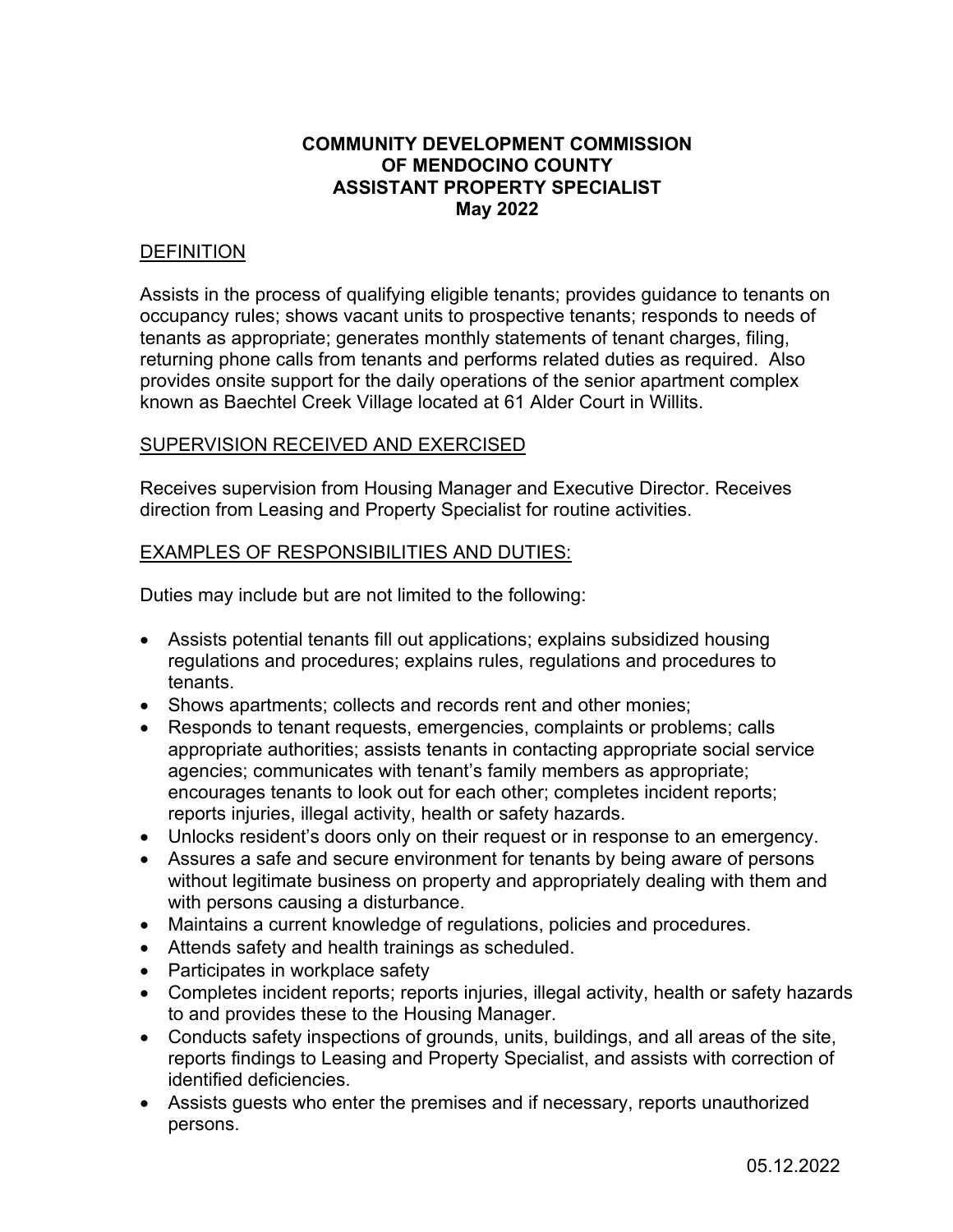# COMMUNITY DEVELOPMENT COMMISSION OF MENDOCINO COUNTY ASSISTANT PROPERTY SPECIALIST May 2022

## DEFINITION

Assists in the process of qualifying eligible tenants; provides guidance to tenants on occupancy rules; shows vacant units to prospective tenants; responds to needs of tenants as appropriate; generates monthly statements of tenant charges, filing, returning phone calls from tenants and performs related duties as required. Also provides onsite support for the daily operations of the senior apartment complex known as Baechtel Creek Village located at 61 Alder Court in Willits.

## SUPERVISION RECEIVED AND EXERCISED

Receives supervision from Housing Manager and Executive Director. Receives direction from Leasing and Property Specialist for routine activities.

## EXAMPLES OF RESPONSIBILITIES AND DUTIES:

Duties may include but are not limited to the following:

- Assists potential tenants fill out applications; explains subsidized housing regulations and procedures; explains rules, regulations and procedures to tenants.
- Shows apartments; collects and records rent and other monies;
- Responds to tenant requests, emergencies, complaints or problems; calls appropriate authorities; assists tenants in contacting appropriate social service agencies; communicates with tenant's family members as appropriate; encourages tenants to look out for each other; completes incident reports; reports injuries, illegal activity, health or safety hazards.
- Unlocks resident's doors only on their request or in response to an emergency.
- Assures a safe and secure environment for tenants by being aware of persons without legitimate business on property and appropriately dealing with them and with persons causing a disturbance.
- Maintains a current knowledge of regulations, policies and procedures.
- Attends safety and health trainings as scheduled.
- Participates in workplace safety
- Completes incident reports; reports injuries, illegal activity, health or safety hazards to and provides these to the Housing Manager.
- Conducts safety inspections of grounds, units, buildings, and all areas of the site, reports findings to Leasing and Property Specialist, and assists with correction of identified deficiencies.
- Assists guests who enter the premises and if necessary, reports unauthorized persons.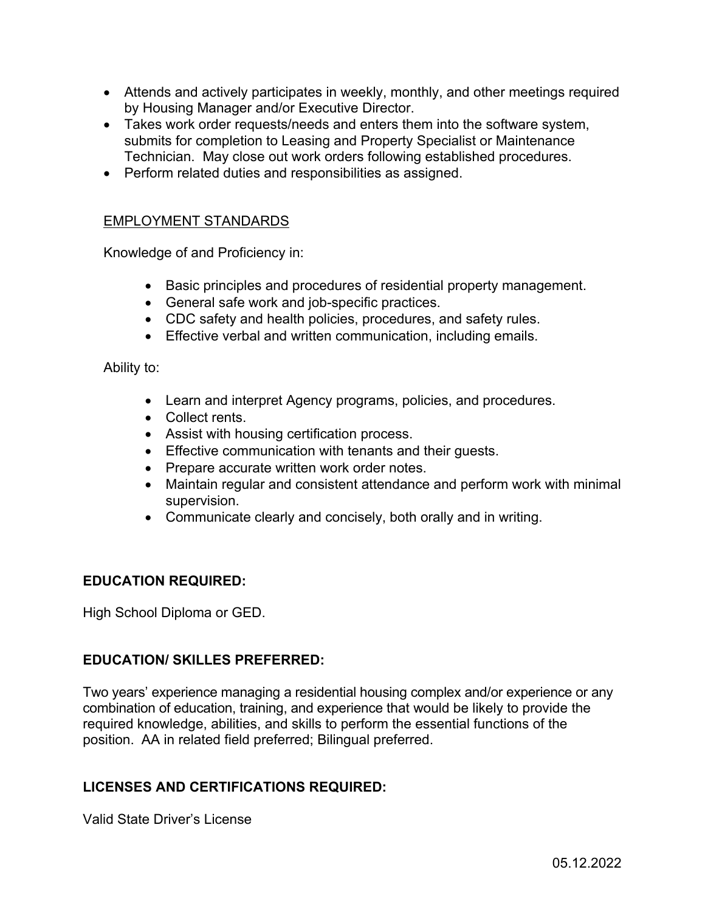- Attends and actively participates in weekly, monthly, and other meetings required by Housing Manager and/or Executive Director.
- Takes work order requests/needs and enters them into the software system, submits for completion to Leasing and Property Specialist or Maintenance Technician. May close out work orders following established procedures.
- Perform related duties and responsibilities as assigned.

<u>EMPLOYMENT STANDARDS</u>

Knowledge of and Proficiency in:

- Basic principles and procedures of residential property management.
- General safe work and job-specific practices.
- CDC safety and health policies, procedures, and safety rules.
- Effective verbal and written communication, including emails.

Ability to:

- Learn and interpret Agency programs, policies, and procedures.
- Collect rents.
- Assist with housing certification process.
- Effective communication with tenants and their guests.
- Prepare accurate written work order notes.
- Maintain regular and consistent attendance and perform work with minimal supervision.
- Communicate clearly and concisely, both orally and in writing.

**EDUCATION REQUIRED:**

High School Diploma or GED.

**EDUCATION/ SKILLES PREFERRED:**

Two years' experience managing a residential housing complex and/or experience or any combination of education, training, and experience that would be likely to provide the required knowledge, abilities, and skills to perform the essential functions of the position. AA in related field preferred; Bilingual preferred.

**LICENSES AND CERTIFICATIONS REQUIRED:**

Valid State Driver's License

05.12.2022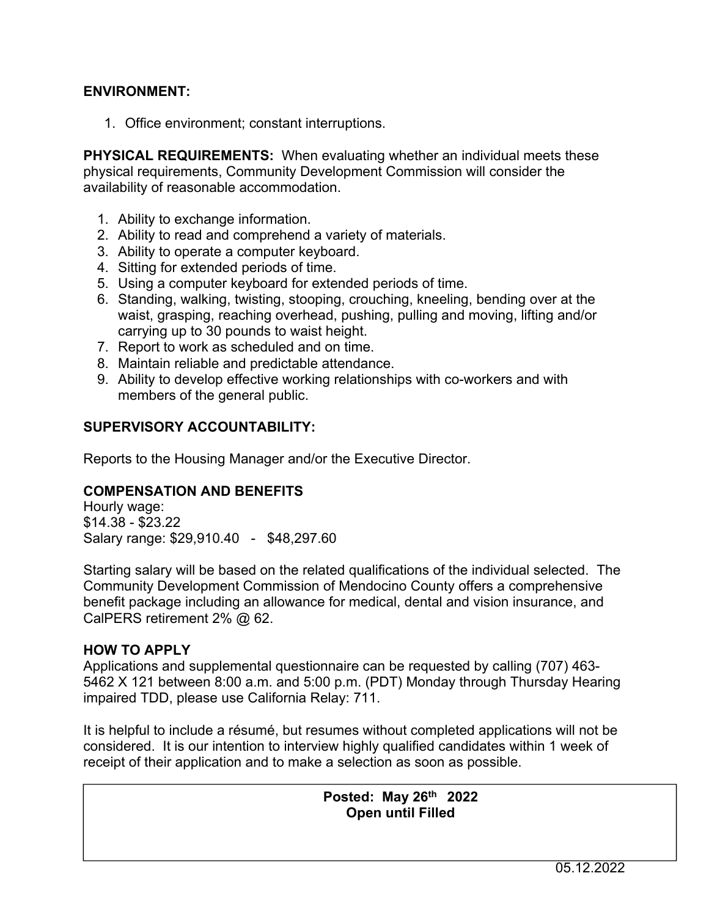**ENVIRONMENT:**

1. Office environment; constant interruptions.

**PHYSICAL REQUIREMENTS:** When evaluating whether an individual meets these physical requirements, Community Development Commission will consider the availability of reasonable accommodation.

1. Ability to exchange information.
2. Ability to read and comprehend a variety of materials.
3. Ability to operate a computer keyboard.
4. Sitting for extended periods of time.
5. Using a computer keyboard for extended periods of time.
6. Standing, walking, twisting, stooping, crouching, kneeling, bending over at the waist, grasping, reaching overhead, pushing, pulling and moving, lifting and/or carrying up to 30 pounds to waist height.
7. Report to work as scheduled and on time.
8. Maintain reliable and predictable attendance.
9. Ability to develop effective working relationships with co-workers and with members of the general public.

**SUPERVISORY ACCOUNTABILITY:**

Reports to the Housing Manager and/or the Executive Director.

**COMPENSATION AND BENEFITS**

Hourly wage:
$14.38 - $23.22
Salary range: $29,910.40 - $48,297.60

Starting salary will be based on the related qualifications of the individual selected. The Community Development Commission of Mendocino County offers a comprehensive benefit package including an allowance for medical, dental and vision insurance, and CalPERS retirement 2% @ 62.

**HOW TO APPLY**

Applications and supplemental questionnaire can be requested by calling (707) 463-5462 X 121 between 8:00 a.m. and 5:00 p.m. (PDT) Monday through Thursday Hearing impaired TDD, please use California Relay: 711.

It is helpful to include a résumé, but resumes without completed applications will not be considered. It is our intention to interview highly qualified candidates within 1 week of receipt of their application and to make a selection as soon as possible.

**Posted: May 26th 2022**
**Open until Filled**

05.12.2022